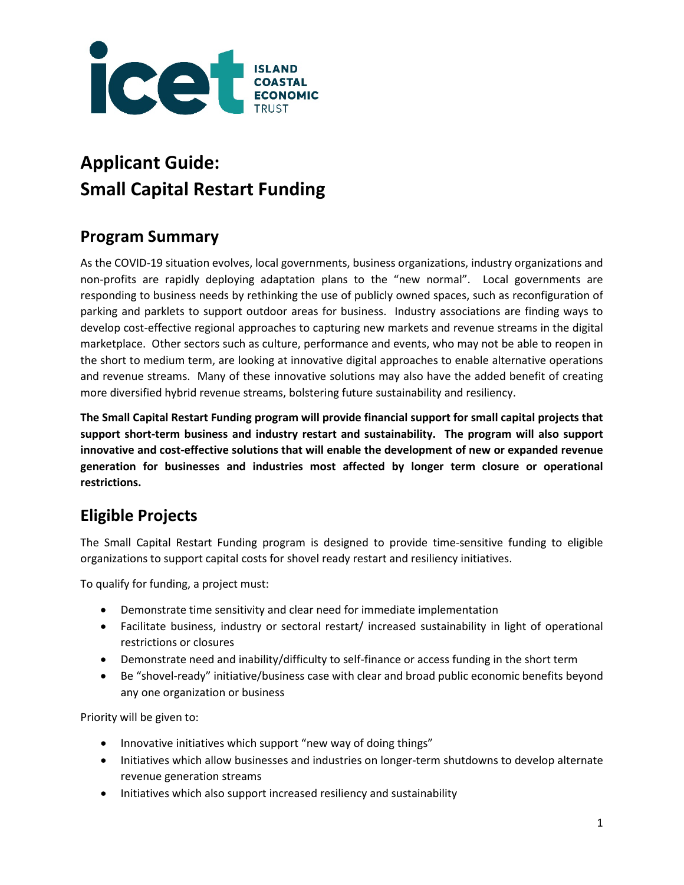icet ISLAND COASTAL ECONOMIC TRUST

# Applicant Guide: Small Capital Restart Funding

## Program Summary

As the COVID-19 situation evolves, local governments, business organizations, industry organizations and non-profits are rapidly deploying adaptation plans to the "new normal". Local governments are responding to business needs by rethinking the use of publicly owned spaces, such as reconfiguration of parking and parklets to support outdoor areas for business. Industry associations are finding ways to develop cost-effective regional approaches to capturing new markets and revenue streams in the digital marketplace. Other sectors such as culture, performance and events, who may not be able to reopen in the short to medium term, are looking at innovative digital approaches to enable alternative operations and revenue streams. Many of these innovative solutions may also have the added benefit of creating more diversified hybrid revenue streams, bolstering future sustainability and resiliency.

**The Small Capital Restart Funding program will provide financial support for small capital projects that support short-term business and industry restart and sustainability. The program will also support innovative and cost-effective solutions that will enable the development of new or expanded revenue generation for businesses and industries most affected by longer term closure or operational restrictions.**

## Eligible Projects

The Small Capital Restart Funding program is designed to provide time-sensitive funding to eligible organizations to support capital costs for shovel ready restart and resiliency initiatives.

To qualify for funding, a project must:

- Demonstrate time sensitivity and clear need for immediate implementation
- Facilitate business, industry or sectoral restart/ increased sustainability in light of operational restrictions or closures
- Demonstrate need and inability/difficulty to self-finance or access funding in the short term
- Be "shovel-ready" initiative/business case with clear and broad public economic benefits beyond any one organization or business

Priority will be given to:

- Innovative initiatives which support "new way of doing things"
- Initiatives which allow businesses and industries on longer-term shutdowns to develop alternate revenue generation streams
- Initiatives which also support increased resiliency and sustainability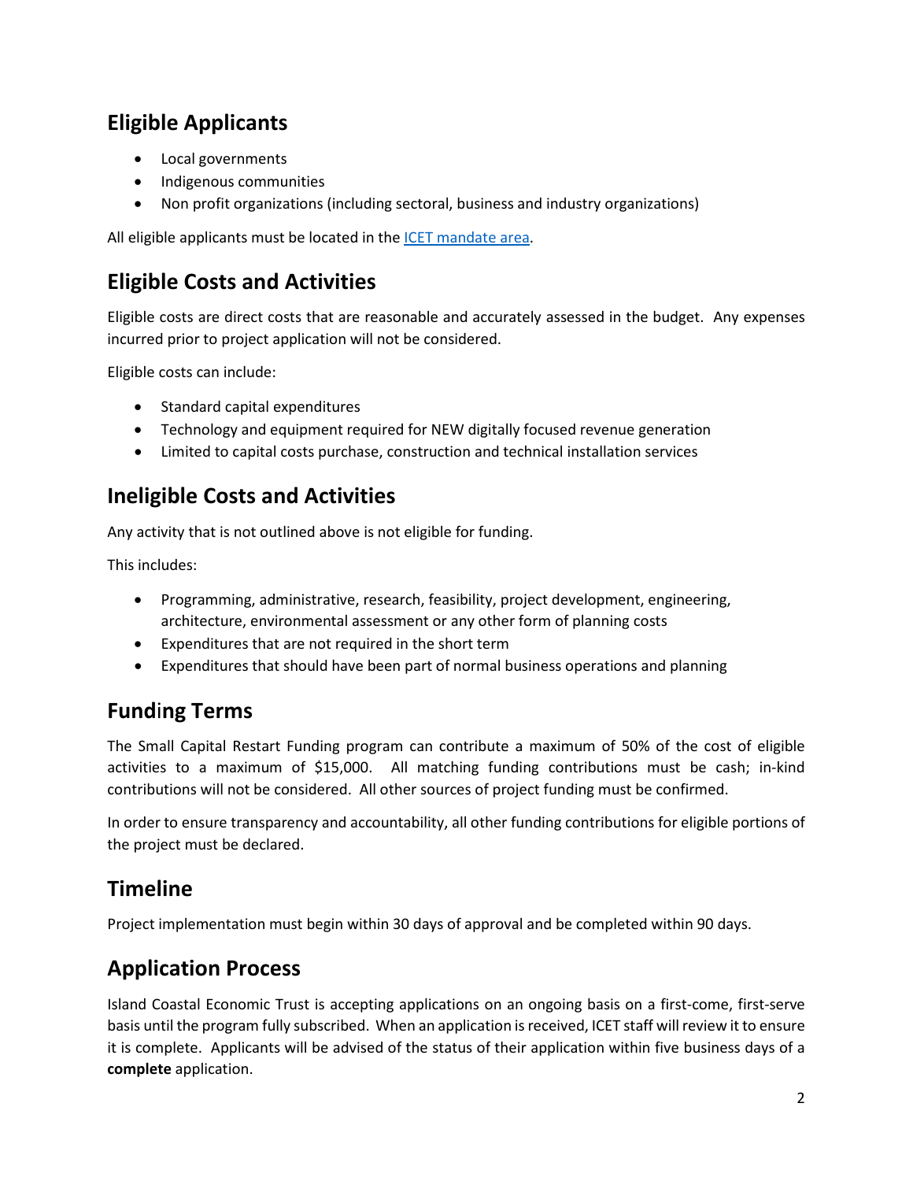## Eligible Applicants

- Local governments
- Indigenous communities
- Non profit organizations (including sectoral, business and industry organizations)

All eligible applicants must be located in the [ICET mandate area](#).

## Eligible Costs and Activities

Eligible costs are direct costs that are reasonable and accurately assessed in the budget. Any expenses incurred prior to project application will not be considered.

Eligible costs can include:

- Standard capital expenditures
- Technology and equipment required for NEW digitally focused revenue generation
- Limited to capital costs purchase, construction and technical installation services

## Ineligible Costs and Activities

Any activity that is not outlined above is not eligible for funding.

This includes:

- Programming, administrative, research, feasibility, project development, engineering, architecture, environmental assessment or any other form of planning costs
- Expenditures that are not required in the short term
- Expenditures that should have been part of normal business operations and planning

## Funding Terms

The Small Capital Restart Funding program can contribute a maximum of 50% of the cost of eligible activities to a maximum of $15,000. All matching funding contributions must be cash; in-kind contributions will not be considered. All other sources of project funding must be confirmed.

In order to ensure transparency and accountability, all other funding contributions for eligible portions of the project must be declared.

## Timeline

Project implementation must begin within 30 days of approval and be completed within 90 days.

## Application Process

Island Coastal Economic Trust is accepting applications on an ongoing basis on a first-come, first-serve basis until the program fully subscribed. When an application is received, ICET staff will review it to ensure it is complete. Applicants will be advised of the status of their application within five business days of a **complete** application.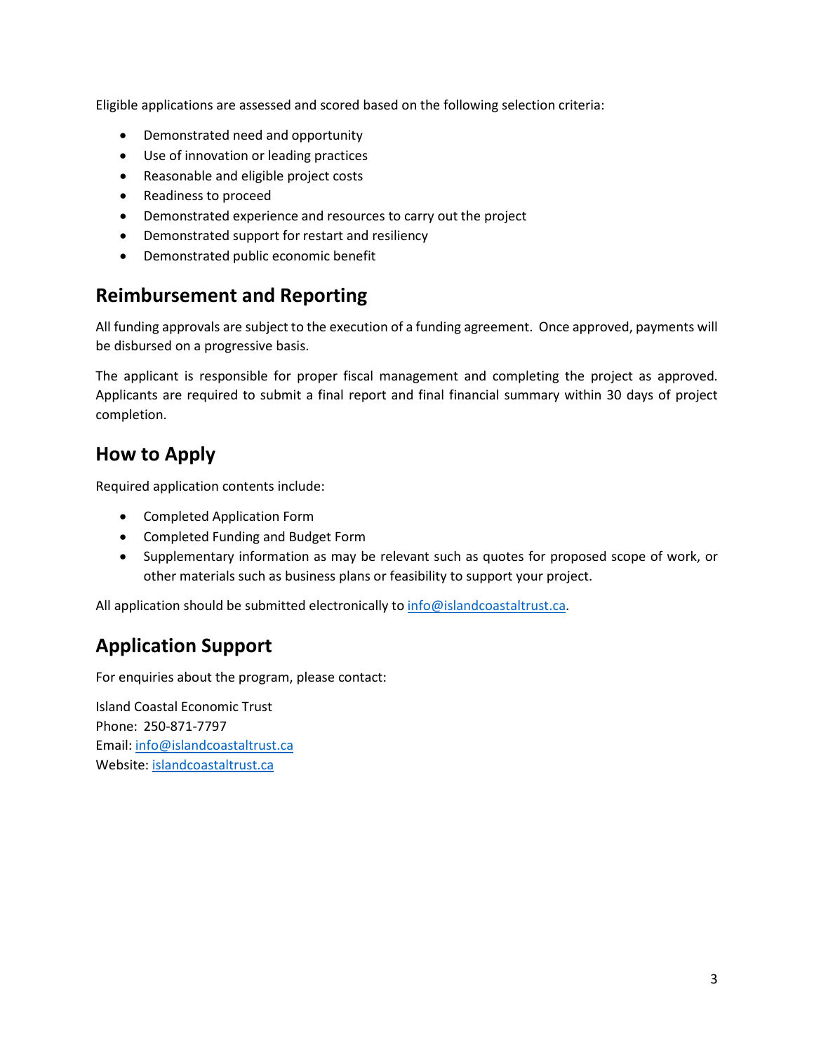Eligible applications are assessed and scored based on the following selection criteria:

- Demonstrated need and opportunity
- Use of innovation or leading practices
- Reasonable and eligible project costs
- Readiness to proceed
- Demonstrated experience and resources to carry out the project
- Demonstrated support for restart and resiliency
- Demonstrated public economic benefit

## Reimbursement and Reporting

All funding approvals are subject to the execution of a funding agreement. Once approved, payments will be disbursed on a progressive basis.

The applicant is responsible for proper fiscal management and completing the project as approved. Applicants are required to submit a final report and final financial summary within 30 days of project completion.

## How to Apply

Required application contents include:

- Completed Application Form
- Completed Funding and Budget Form
- Supplementary information as may be relevant such as quotes for proposed scope of work, or other materials such as business plans or feasibility to support your project.

All application should be submitted electronically to info@islandcoastaltrust.ca.

## Application Support

For enquiries about the program, please contact:

Island Coastal Economic Trust
Phone: 250-871-7797
Email: info@islandcoastaltrust.ca
Website: islandcoastaltrust.ca